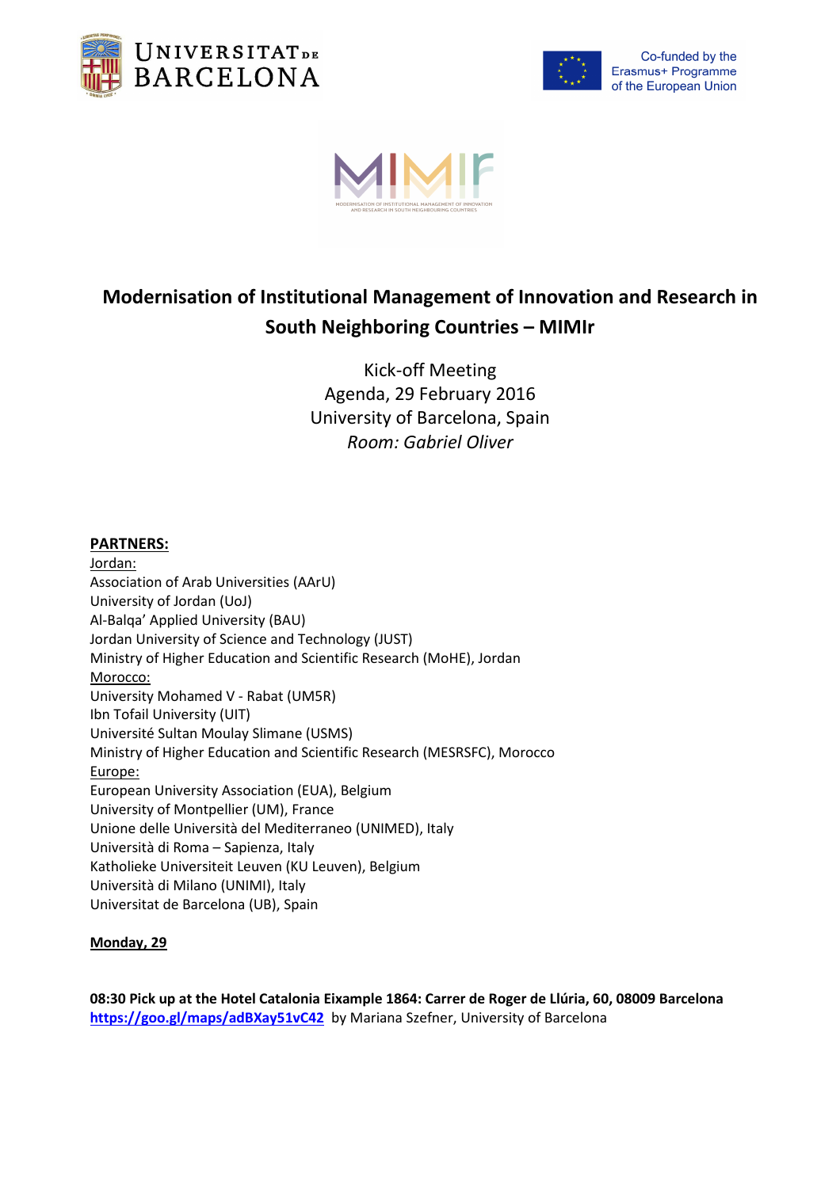Co-funded by the Erasmus+ Programme of the European Union

# Modernisation of Institutional Management of Innovation and Research in South Neighboring Countries – MIMIr

Kick-off Meeting
Agenda, 29 February 2016
University of Barcelona, Spain
*Room: Gabriel Oliver*

**PARTNERS:**

Jordan:
Association of Arab Universities (AArU)
University of Jordan (UoJ)
Al-Balqa' Applied University (BAU)
Jordan University of Science and Technology (JUST)
Ministry of Higher Education and Scientific Research (MoHE), Jordan

Morocco:
University Mohamed V - Rabat (UM5R)
Ibn Tofail University (UIT)
Université Sultan Moulay Slimane (USMS)
Ministry of Higher Education and Scientific Research (MESRSFC), Morocco

Europe:
European University Association (EUA), Belgium
University of Montpellier (UM), France
Unione delle Università del Mediterraneo (UNIMED), Italy
Università di Roma – Sapienza, Italy
Katholieke Universiteit Leuven (KU Leuven), Belgium
Università di Milano (UNIMI), Italy
Universitat de Barcelona (UB), Spain

**Monday, 29**

**08:30 Pick up at the Hotel Catalonia Eixample 1864: Carrer de Roger de Llúria, 60, 08009 Barcelona**
**https://goo.gl/maps/adBXay51vC42** by Mariana Szefner, University of Barcelona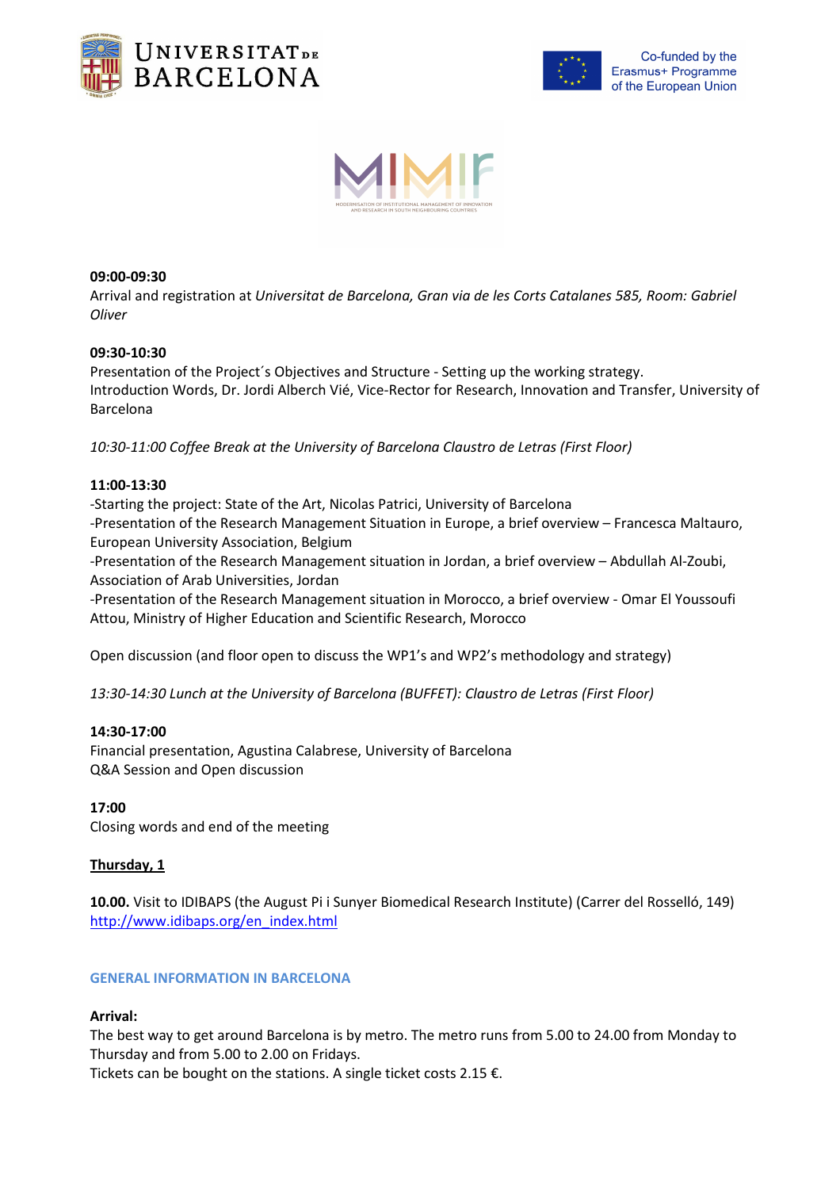**09:00-09:30**
Arrival and registration at *Universitat de Barcelona, Gran via de les Corts Catalanes 585, Room: Gabriel Oliver*

**09:30-10:30**
Presentation of the Project´s Objectives and Structure - Setting up the working strategy.
Introduction Words, Dr. Jordi Alberch Vié, Vice-Rector for Research, Innovation and Transfer, University of Barcelona

*10:30-11:00 Coffee Break at the University of Barcelona Claustro de Letras (First Floor)*

**11:00-13:30**
-Starting the project: State of the Art, Nicolas Patrici, University of Barcelona
-Presentation of the Research Management Situation in Europe, a brief overview – Francesca Maltauro, European University Association, Belgium
-Presentation of the Research Management situation in Jordan, a brief overview – Abdullah Al-Zoubi, Association of Arab Universities, Jordan
-Presentation of the Research Management situation in Morocco, a brief overview - Omar El Youssoufi Attou, Ministry of Higher Education and Scientific Research, Morocco

Open discussion (and floor open to discuss the WP1's and WP2's methodology and strategy)

*13:30-14:30 Lunch at the University of Barcelona (BUFFET): Claustro de Letras (First Floor)*

**14:30-17:00**
Financial presentation, Agustina Calabrese, University of Barcelona
Q&A Session and Open discussion

**17:00**
Closing words and end of the meeting

**Thursday, 1**

**10.00.** Visit to IDIBAPS (the August Pi i Sunyer Biomedical Research Institute) (Carrer del Rosselló, 149)
http://www.idibaps.org/en_index.html

## GENERAL INFORMATION IN BARCELONA

**Arrival:**
The best way to get around Barcelona is by metro. The metro runs from 5.00 to 24.00 from Monday to Thursday and from 5.00 to 2.00 on Fridays.
Tickets can be bought on the stations. A single ticket costs 2.15 €.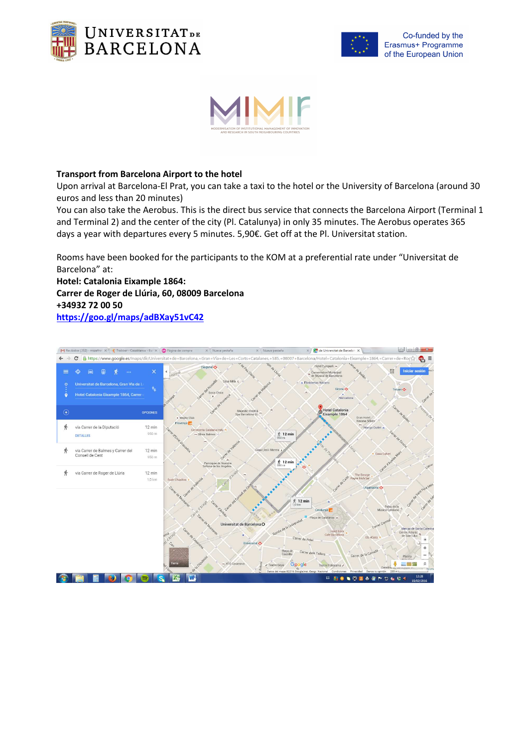UNIVERSITAT DE BARCELONA

Co-funded by the Erasmus+ Programme of the European Union

MIMIr

MODERNISATION OF INSTITUTIONAL MANAGEMENT OF INNOVATION AND RESEARCH IN SOUTH NEIGHBOURING COUNTRIES

**Transport from Barcelona Airport to the hotel**

Upon arrival at Barcelona-El Prat, you can take a taxi to the hotel or the University of Barcelona (around 30 euros and less than 20 minutes)

You can also take the Aerobus. This is the direct bus service that connects the Barcelona Airport (Terminal 1 and Terminal 2) and the center of the city (Pl. Catalunya) in only 35 minutes. The Aerobus operates 365 days a year with departures every 5 minutes. 5,90€. Get off at the Pl. Universitat station.

Rooms have been booked for the participants to the KOM at a preferential rate under “Universitat de Barcelona” at:

**Hotel: Catalonia Eixample 1864:**

**Carrer de Roger de Llúria, 60, 08009 Barcelona**

**+34932 72 00 50**

**https://goo.gl/maps/adBXay51vC42**